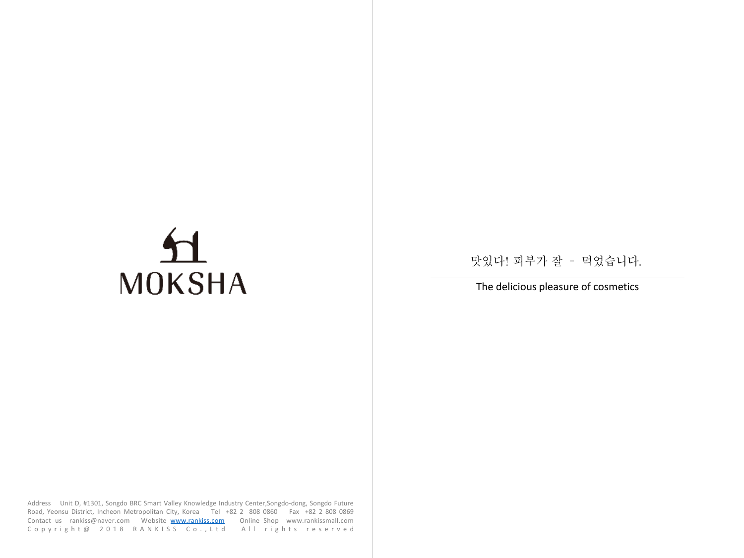# MOKSHA

Address Unit D, #1301, Songdo BRC Smart Valley Knowledge Industry Center,Songdo-dong, Songdo Future Road, Yeonsu District, Incheon Metropolitan City, Korea Tel +82 2 808 0860 Fax +82 2 808 0869
Contact us rankiss@naver.com Website www.rankiss.com Online Shop www.rankissmall.com
Copyright@ 2018 RANKISS Co.,Ltd All rights reserved

맛있다! 피부가 잘 – 먹었습니다.

---

The delicious pleasure of cosmetics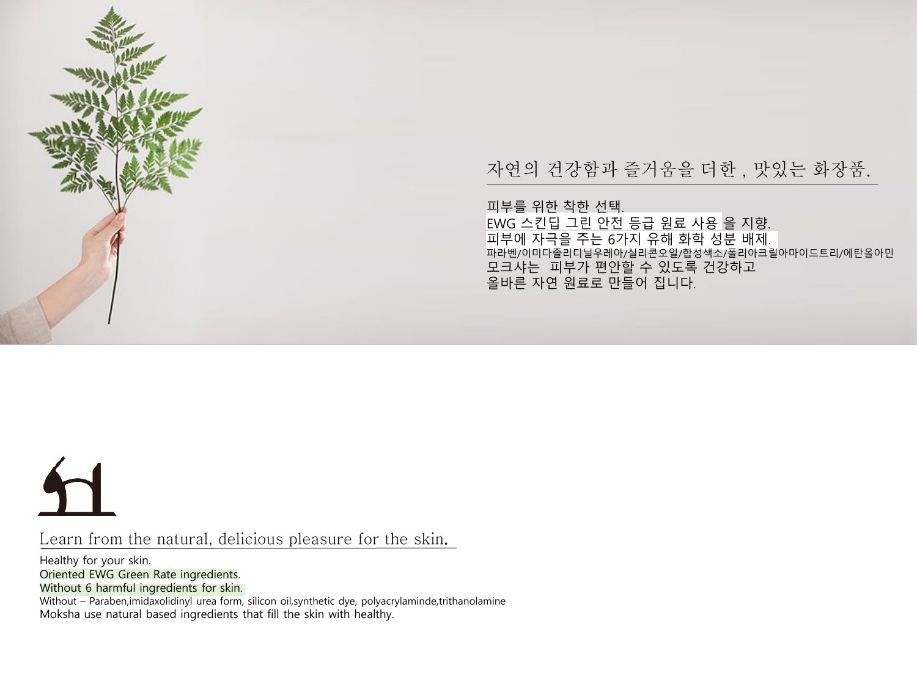## 자연의 건강함과 즐거움을 더한 , 맛있는 화장품.

피부를 위한 착한 선택.
EWG 스킨딥 그린 안전 등급 원료 사용 을 지향.
피부에 자극을 주는 6가지 유해 화학 성분 배제.
파라벤/이미다졸리디닐우레아/실리콘오일/합성색소/폴리아크릴아마이드트리/에탄올아민
모크샤는 피부가 편안할 수 있도록 건강하고
올바른 자연 원료로 만들어 집니다.

## Learn from the natural, delicious pleasure for the skin.

Healthy for your skin.
Oriented EWG Green Rate ingredients.
Without 6 harmful ingredients for skin.
Without – Paraben,imidaxolidinyl urea form, silicon oil,synthetic dye, polyacrylaminde,trithanolamine
Moksha use natural based ingredients that fill the skin with healthy.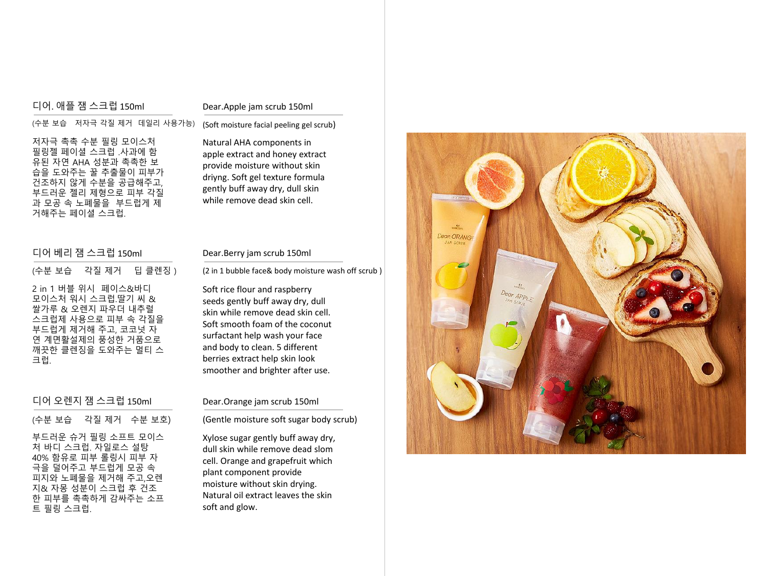## 디어. 애플 잼 스크럽 150ml

(수분 보습　저자극 각질 제거　데일리 사용가능)

저자극 촉촉 수분 필링 모이스처 필링젤 페이셜 스크럽 .사과에 함유된 자연 AHA 성분과 촉촉한 보습을 도와주는 꿀 추출물이 피부가 건조하지 않게 수분을 공급해주고, 부드러운 젤리 제형으로 피부 각질과 모공 속 노폐물을 부드럽게 제거해주는 페이셜 스크럽.

## Dear.Apple jam scrub 150ml

(Soft moisture facial peeling gel scrub)

Natural AHA components in apple extract and honey extract provide moisture without skin driyng. Soft gel texture formula gently buff away dry, dull skin while remove dead skin cell.

## 디어 베리 잼 스크럽 150ml

(수분 보습　각질 제거　딥 클렌징 )

2 in 1 버블 워시 페이스&바디 모이스처 워시 스크럽.딸기 씨 & 쌀가루 & 오렌지 파우더 내추럴 스크럽제 사용으로 피부 속 각질을 부드럽게 제거해 주고, 코코넛 자연 계면활설제의 풍성한 거품으로 깨끗한 클렌징을 도와주는 멀티 스크럽.

## Dear.Berry jam scrub 150ml

(2 in 1 bubble face& body moisture wash off scrub )

Soft rice flour and raspberry seeds gently buff away dry, dull skin while remove dead skin cell. Soft smooth foam of the coconut surfactant help wash your face and body to clean. 5 different berries extract help skin look smoother and brighter after use.

## 디어 오렌지 잼 스크럽 150ml

(수분 보습　각질 제거　수분 보호)

부드러운 슈거 필링 소프트 모이스처 바디 스크럽. 자일로스 설탕 40% 함유로 피부 롤링시 피부 자극을 덜어주고 부드럽게 모공 속 피지와 노폐물을 제거해 주고,오렌지& 자몽 성분이 스크럽 후 건조한 피부를 촉촉하게 감싸주는 소프트 필링 스크럽.

## Dear.Orange jam scrub 150ml

(Gentle moisture soft sugar body scrub)

Xylose sugar gently buff away dry, dull skin while remove dead slom cell. Orange and grapefruit which plant component provide moisture without skin drying. Natural oil extract leaves the skin soft and glow.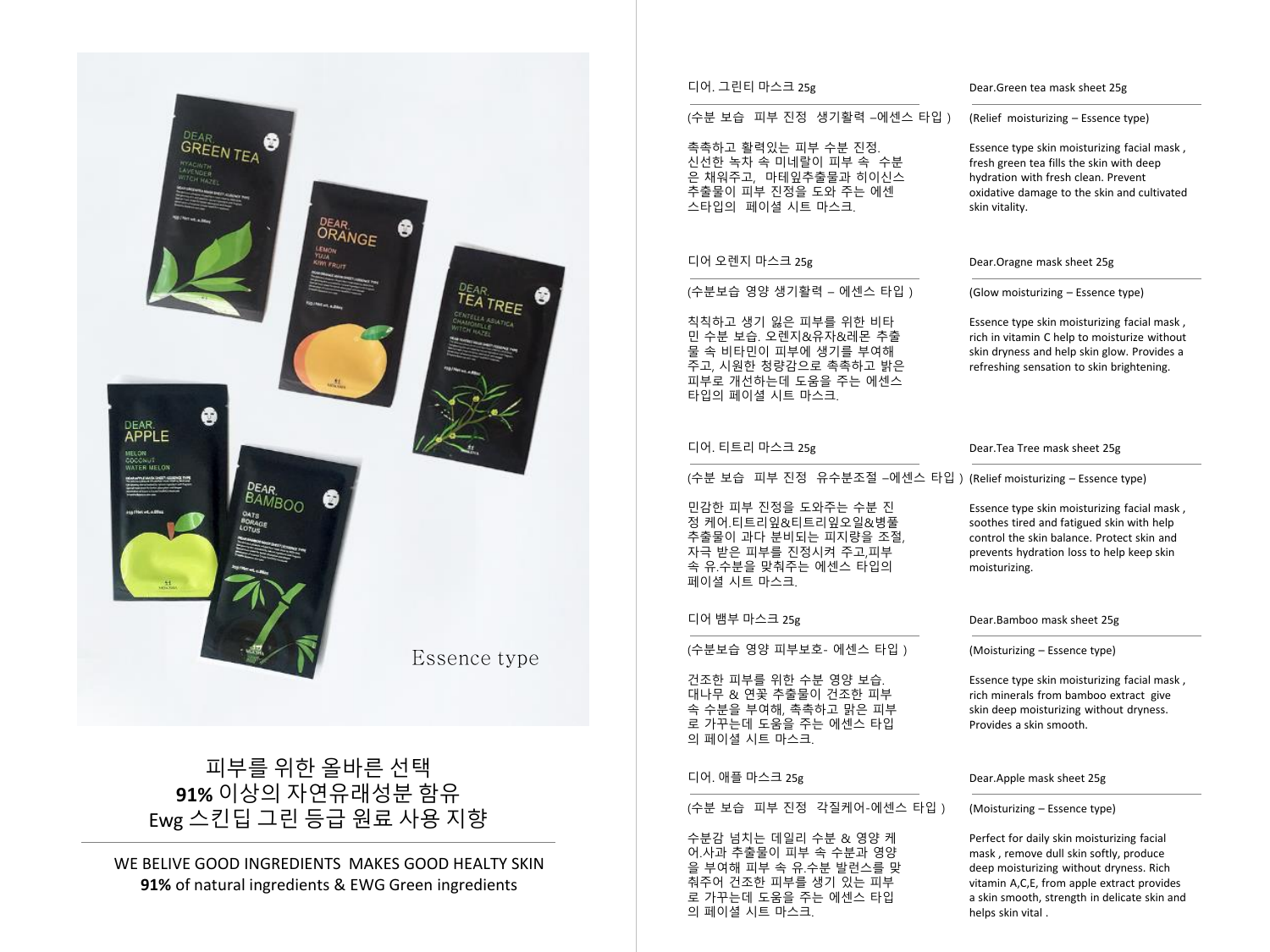Essence type

피부를 위한 올바른 선택
**91%** 이상의 자연유래성분 함유
Ewg 스킨딥 그린 등급 원료 사용 지향

WE BELIVE GOOD INGREDIENTS MAKES GOOD HEALTY SKIN
**91%** of natural ingredients & EWG Green ingredients

---

디어. 그린티 마스크 25g

(수분 보습 피부 진정 생기활력 –에센스 타입 )

촉촉하고 활력있는 피부 수분 진정.
신선한 녹차 속 미네랄이 피부 속 수분은 채워주고, 마테잎추출물과 히이신스 추출물이 피부 진정을 도와 주는 에센스타입의 페이셜 시트 마스크.

Dear.Green tea mask sheet 25g

(Relief moisturizing – Essence type)

Essence type skin moisturizing facial mask , fresh green tea fills the skin with deep hydration with fresh clean. Prevent oxidative damage to the skin and cultivated skin vitality.

디어 오렌지 마스크 25g

(수분보습 영양 생기활력 – 에센스 타입 )

칙칙하고 생기 잃은 피부를 위한 비타민 수분 보습. 오렌지&유자&레몬 추출물 속 비타민이 피부에 생기를 부여해주고, 시원한 청량감으로 촉촉하고 밝은 피부로 개선하는데 도움을 주는 에센스 타입의 페이셜 시트 마스크.

Dear.Oragne mask sheet 25g

(Glow moisturizing – Essence type)

Essence type skin moisturizing facial mask , rich in vitamin C help to moisturize without skin dryness and help skin glow. Provides a refreshing sensation to skin brightening.

디어. 티트리 마스크 25g

(수분 보습 피부 진정 유수분조절 –에센스 타입 )

민감한 피부 진정을 도와주는 수분 진정 케어.티트리잎&티트리잎오일&병풀 추출물이 과다 분비되는 피지량을 조절, 자극 받은 피부를 진정시켜 주고,피부 속 유.수분을 맞춰주는 에센스 타입의 페이셜 시트 마스크.

Dear.Tea Tree mask sheet 25g

(Relief moisturizing – Essence type)

Essence type skin moisturizing facial mask , soothes tired and fatigued skin with help control the skin balance. Protect skin and prevents hydration loss to help keep skin moisturizing.

디어 뱀부 마스크 25g

(수분보습 영양 피부보호- 에센스 타입 )

건조한 피부를 위한 수분 영양 보습.
대나무 & 연꽃 추출물이 건조한 피부 속 수분을 부여해, 촉촉하고 맑은 피부로 가꾸는데 도움을 주는 에센스 타입의 페이셜 시트 마스크.

Dear.Bamboo mask sheet 25g

(Moisturizing – Essence type)

Essence type skin moisturizing facial mask , rich minerals from bamboo extract give skin deep moisturizing without dryness. Provides a skin smooth.

디어. 애플 마스크 25g

(수분 보습 피부 진정 각질케어-에센스 타입 )

수분감 넘치는 데일리 수분 & 영양 케어.사과 추출물이 피부 속 수분과 영양을 부여해 피부 속 유.수분 발런스를 맞춰주어 건조한 피부를 생기 있는 피부로 가꾸는데 도움을 주는 에센스 타입의 페이셜 시트 마스크.

Dear.Apple mask sheet 25g

(Moisturizing – Essence type)

Perfect for daily skin moisturizing facial mask , remove dull skin softly, produce deep moisturizing without dryness. Rich vitamin A,C,E, from apple extract provides a skin smooth, strength in delicate skin and helps skin vital .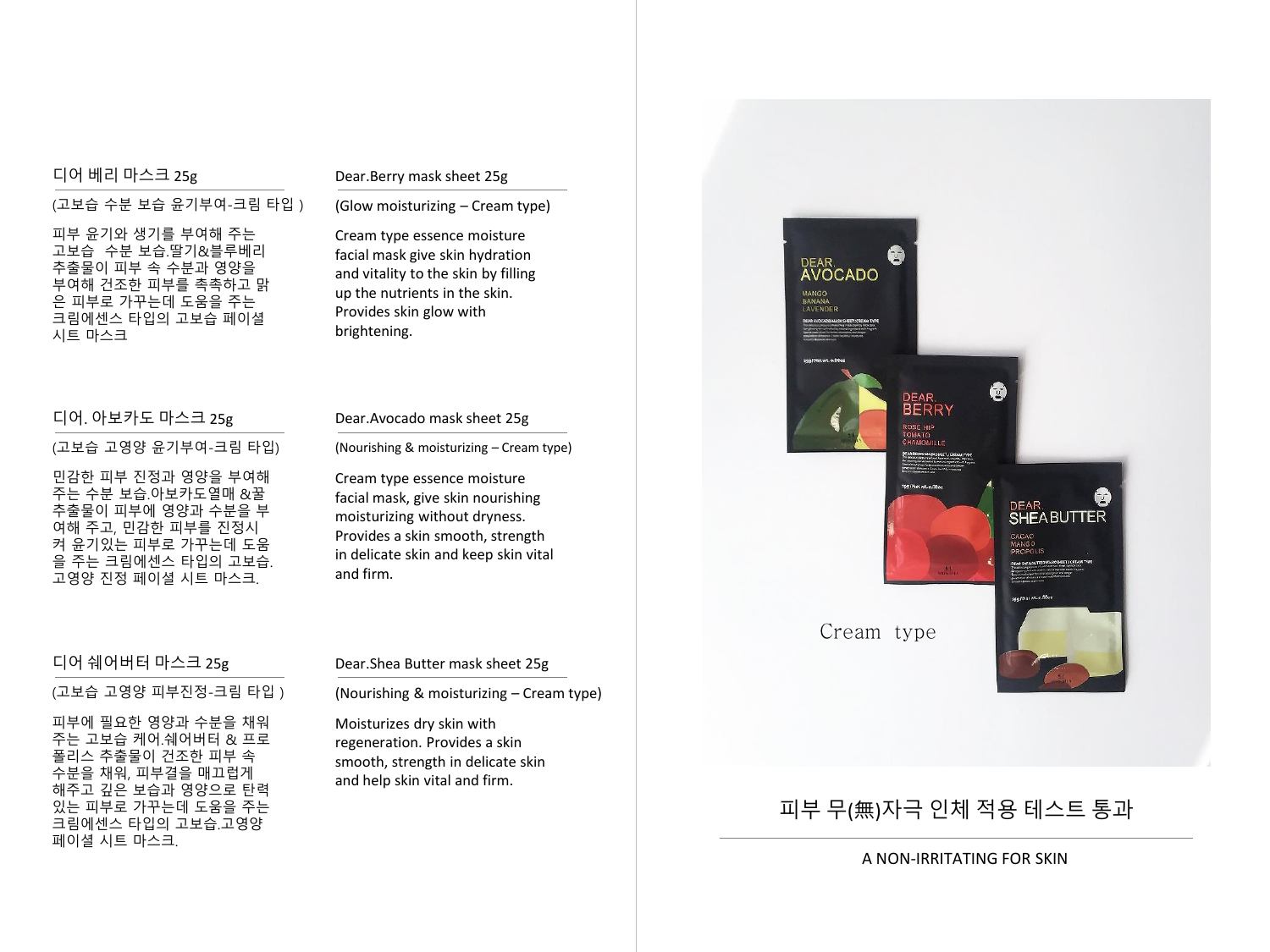### 디어 베리 마스크 25g

(고보습 수분 보습 윤기부여-크림 타입 )

피부 윤기와 생기를 부여해 주는 고보습 수분 보습.딸기&블루베리 추출물이 피부 속 수분과 영양을 부여해 건조한 피부를 촉촉하고 맑은 피부로 가꾸는데 도움을 주는 크림에센스 타입의 고보습 페이셜 시트 마스크

### Dear.Berry mask sheet 25g

(Glow moisturizing – Cream type)

Cream type essence moisture facial mask give skin hydration and vitality to the skin by filling up the nutrients in the skin. Provides skin glow with brightening.

### 디어. 아보카도 마스크 25g

(고보습 고영양 윤기부여-크림 타입)

민감한 피부 진정과 영양을 부여해 주는 수분 보습.아보카도열매 &꿀 추출물이 피부에 영양과 수분을 부여해 주고, 민감한 피부를 진정시켜 윤기있는 피부로 가꾸는데 도움을 주는 크림에센스 타입의 고보습. 고영양 진정 페이셜 시트 마스크.

### Dear.Avocado mask sheet 25g

(Nourishing & moisturizing – Cream type)

Cream type essence moisture facial mask, give skin nourishing moisturizing without dryness. Provides a skin smooth, strength in delicate skin and keep skin vital and firm.

### 디어 쉐어버터 마스크 25g

(고보습 고영양 피부진정-크림 타입 )

피부에 필요한 영양과 수분을 채워 주는 고보습 케어.쉐어버터 & 프로폴리스 추출물이 건조한 피부 속 수분을 채워, 피부결을 매끄럽게 해주고 깊은 보습과 영양으로 탄력있는 피부로 가꾸는데 도움을 주는 크림에센스 타입의 고보습.고영양 페이셜 시트 마스크.

### Dear.Shea Butter mask sheet 25g

(Nourishing & moisturizing – Cream type)

Moisturizes dry skin with regeneration. Provides a skin smooth, strength in delicate skin and help skin vital and firm.

Cream type

## 피부 무(無)자극 인체 적용 테스트 통과

A NON-IRRITATING FOR SKIN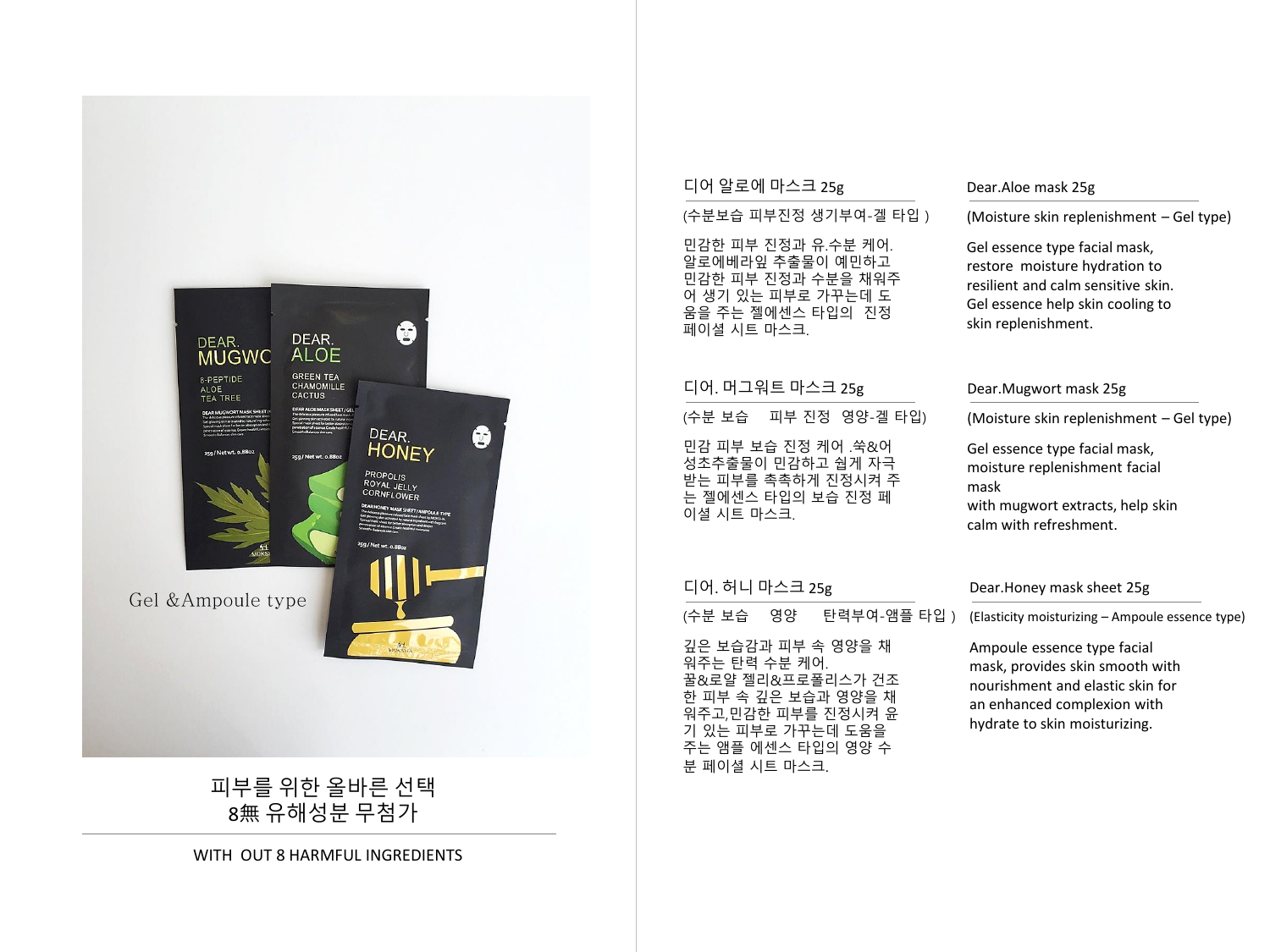Gel &Ampoule type

피부를 위한 올바른 선택
8無 유해성분 무첨가

WITH OUT 8 HARMFUL INGREDIENTS

## 디어 알로에 마스크 25g

(수분보습 피부진정 생기부여-겔 타입 )

민감한 피부 진정과 유.수분 케어.
알로에베라잎 추출물이 예민하고 민감한 피부 진정과 수분을 채워주어 생기 있는 피부로 가꾸는데 도움을 주는 젤에센스 타입의 진정 페이셜 시트 마스크.

## Dear.Aloe mask 25g

(Moisture skin replenishment – Gel type)

Gel essence type facial mask, restore moisture hydration to resilient and calm sensitive skin. Gel essence help skin cooling to skin replenishment.

## 디어. 머그워트 마스크 25g

(수분 보습 피부 진정 영양-겔 타입)

민감 피부 보습 진정 케어 .쑥&어성초추출물이 민감하고 쉽게 자극받는 피부를 촉촉하게 진정시켜 주는 젤에센스 타입의 보습 진정 페이셜 시트 마스크.

## Dear.Mugwort mask 25g

(Moisture skin replenishment – Gel type)

Gel essence type facial mask, moisture replenishment facial mask
with mugwort extracts, help skin calm with refreshment.

## 디어. 허니 마스크 25g

(수분 보습 영양 탄력부여-앰플 타입 )

깊은 보습감과 피부 속 영양을 채워주는 탄력 수분 케어.
꿀&로얄 젤리&프로폴리스가 건조한 피부 속 깊은 보습과 영양을 채워주고,민감한 피부를 진정시켜 윤기 있는 피부로 가꾸는데 도움을 주는 앰플 에센스 타입의 영양 수분 페이셜 시트 마스크.

## Dear.Honey mask sheet 25g

(Elasticity moisturizing – Ampoule essence type)

Ampoule essence type facial mask, provides skin smooth with nourishment and elastic skin for an enhanced complexion with hydrate to skin moisturizing.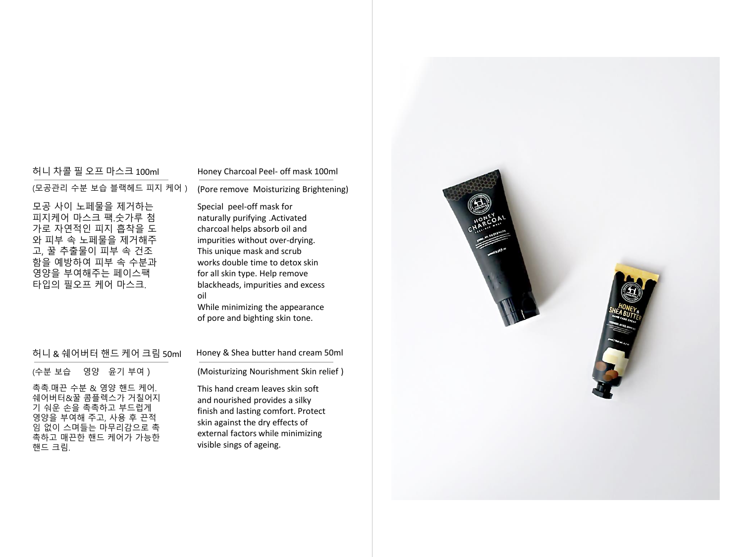## 허니 차콜 필 오프 마스크 100ml

(모공관리 수분 보습 블랙헤드 피지 케어 )

모공 사이 노페물을 제거하는 피지케어 마스크 팩.숫가루 첨가로 자연적인 피지 흡착을 도와 피부 속 노페물을 제거해주고, 꿀 추출물이 피부 속 건조함을 예방하여 피부 속 수분과 영양을 부여해주는 페이스팩 타입의 필오프 케어 마스크.

## Honey Charcoal Peel- off mask 100ml

(Pore remove Moisturizing Brightening)

Special peel-off mask for naturally purifying .Activated charcoal helps absorb oil and impurities without over-drying. This unique mask and scrub works double time to detox skin for all skin type. Help remove blackheads, impurities and excess oil
While minimizing the appearance of pore and bighting skin tone.

## 허니 & 쉐어버터 핸드 케어 크림 50ml

(수분 보습 영양 윤기 부여 )

촉촉.매끈 수분 & 영양 핸드 케어. 쉐어버터&꿀 콤플렉스가 거칠어지기 쉬운 손을 촉촉하고 부드럽게 영양을 부여해 주고, 사용 후 끈적임 없이 스며들는 마무리감으로 촉촉하고 매끈한 핸드 케어가 가능한 핸드 크림.

## Honey & Shea butter hand cream 50ml

(Moisturizing Nourishment Skin relief )

This hand cream leaves skin soft and nourished provides a silky finish and lasting comfort. Protect skin against the dry effects of external factors while minimizing visible sings of ageing.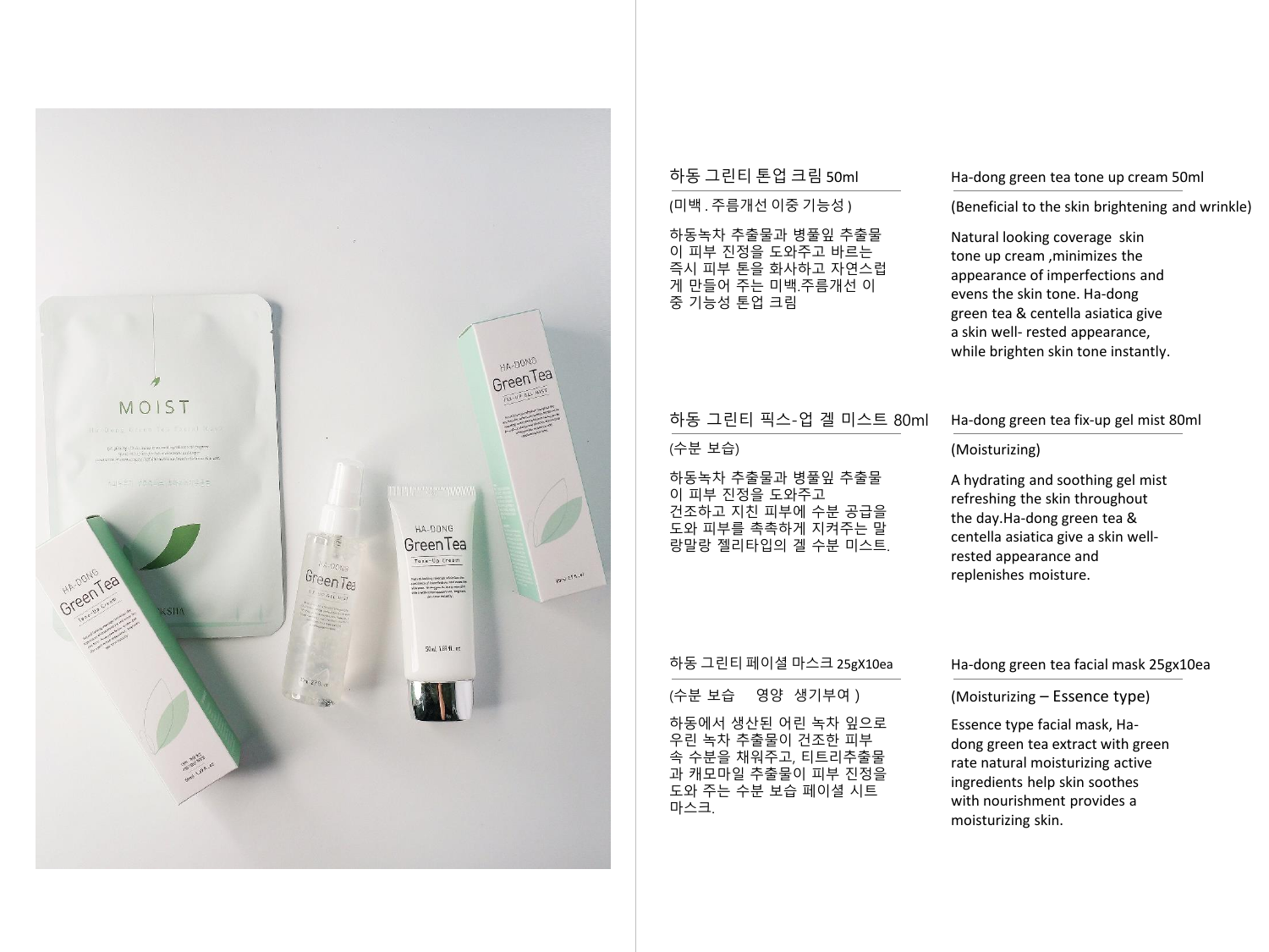### 하동 그린티 톤업 크림 50ml

(미백 . 주름개선 이중 기능성 )

하동녹차 추출물과 병풀잎 추출물이 피부 진정을 도와주고 바르는 즉시 피부 톤을 화사하고 자연스럽게 만들어 주는 미백.주름개선 이중 기능성 톤업 크림

### Ha-dong green tea tone up cream 50ml

(Beneficial to the skin brightening and wrinkle)

Natural looking coverage skin tone up cream ,minimizes the appearance of imperfections and evens the skin tone. Ha-dong green tea & centella asiatica give a skin well- rested appearance, while brighten skin tone instantly.

### 하동 그린티 픽스-업 겔 미스트 80ml

(수분 보습)

하동녹차 추출물과 병풀잎 추출물이 피부 진정을 도와주고 건조하고 지친 피부에 수분 공급을 도와 피부를 촉촉하게 지켜주는 말랑말랑 젤리타입의 겔 수분 미스트.

### Ha-dong green tea fix-up gel mist 80ml

(Moisturizing)

A hydrating and soothing gel mist refreshing the skin throughout the day.Ha-dong green tea & centella asiatica give a skin well-rested appearance and replenishes moisture.

### 하동 그린티 페이셜 마스크 25gX10ea

(수분 보습 영양 생기부여 )

하동에서 생산된 어린 녹차 잎으로 우린 녹차 추출물이 건조한 피부 속 수분을 채워주고, 티트리추출물과 캐모마일 추출물이 피부 진정을 도와 주는 수분 보습 페이셜 시트 마스크.

### Ha-dong green tea facial mask 25gx10ea

(Moisturizing – Essence type)

Essence type facial mask, Ha-dong green tea extract with green rate natural moisturizing active ingredients help skin soothes with nourishment provides a moisturizing skin.